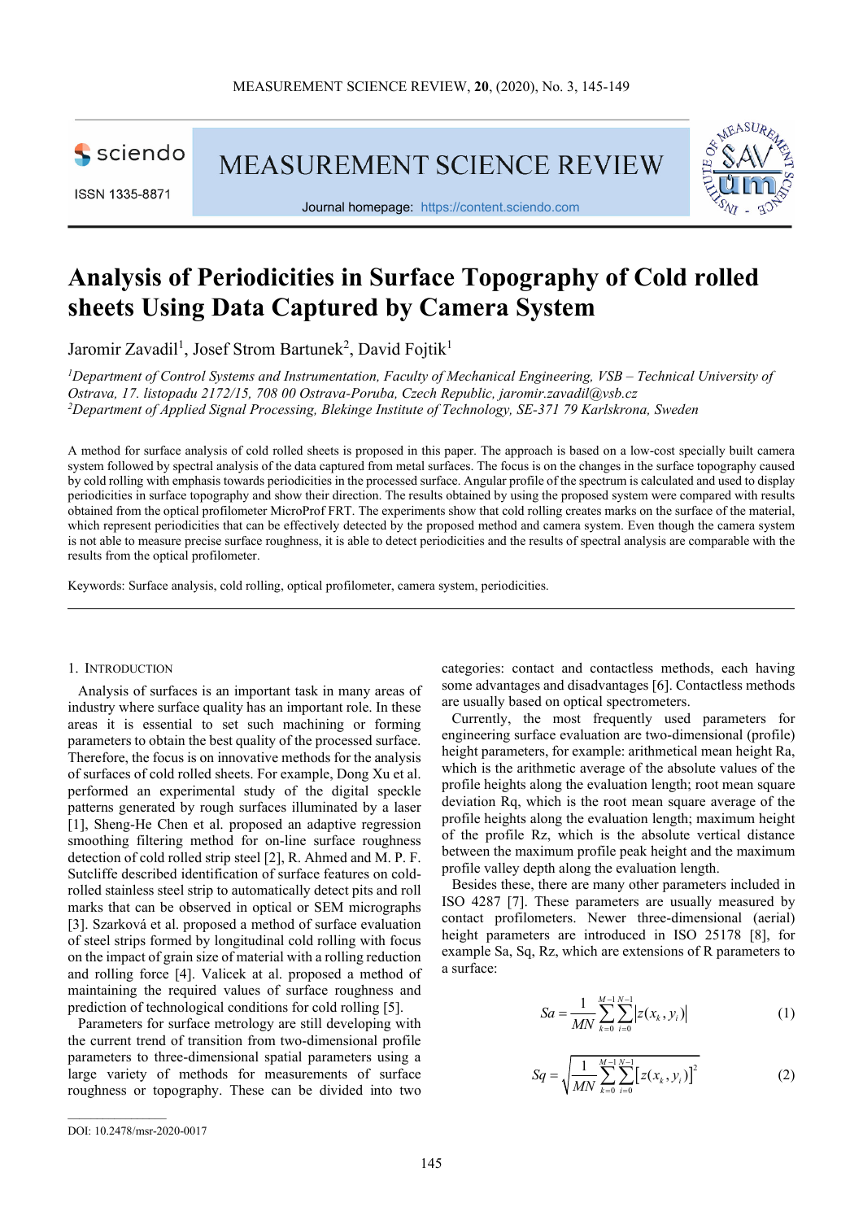# Analysis of Periodicities in Surface Topography of Cold rolled sheets Using Data Captured by Camera System

Jaromir Zavadil[1], Josef Strom Bartunek[2], David Fojtik[1]

[1]*Department of Control Systems and Instrumentation, Faculty of Mechanical Engineering, VSB – Technical University of Ostrava, 17. listopadu 2172/15, 708 00 Ostrava-Poruba, Czech Republic, jaromir.zavadil@vsb.cz*
[2]*Department of Applied Signal Processing, Blekinge Institute of Technology, SE-371 79 Karlskrona, Sweden*

A method for surface analysis of cold rolled sheets is proposed in this paper. The approach is based on a low-cost specially built camera system followed by spectral analysis of the data captured from metal surfaces. The focus is on the changes in the surface topography caused by cold rolling with emphasis towards periodicities in the processed surface. Angular profile of the spectrum is calculated and used to display periodicities in surface topography and show their direction. The results obtained by using the proposed system were compared with results obtained from the optical profilometer MicroProf FRT. The experiments show that cold rolling creates marks on the surface of the material, which represent periodicities that can be effectively detected by the proposed method and camera system. Even though the camera system is not able to measure precise surface roughness, it is able to detect periodicities and the results of spectral analysis are comparable with the results from the optical profilometer.

Keywords: Surface analysis, cold rolling, optical profilometer, camera system, periodicities.

## 1. Introduction

Analysis of surfaces is an important task in many areas of industry where surface quality has an important role. In these areas it is essential to set such machining or forming parameters to obtain the best quality of the processed surface. Therefore, the focus is on innovative methods for the analysis of surfaces of cold rolled sheets. For example, Dong Xu et al. performed an experimental study of the digital speckle patterns generated by rough surfaces illuminated by a laser [1], Sheng-He Chen et al. proposed an adaptive regression smoothing filtering method for on-line surface roughness detection of cold rolled strip steel [2], R. Ahmed and M. P. F. Sutcliffe described identification of surface features on cold-rolled stainless steel strip to automatically detect pits and roll marks that can be observed in optical or SEM micrographs [3]. Szarková et al. proposed a method of surface evaluation of steel strips formed by longitudinal cold rolling with focus on the impact of grain size of material with a rolling reduction and rolling force [4]. Valicek at al. proposed a method of maintaining the required values of surface roughness and prediction of technological conditions for cold rolling [5].

Parameters for surface metrology are still developing with the current trend of transition from two-dimensional profile parameters to three-dimensional spatial parameters using a large variety of methods for measurements of surface roughness or topography. These can be divided into two categories: contact and contactless methods, each having some advantages and disadvantages [6]. Contactless methods are usually based on optical spectrometers.

Currently, the most frequently used parameters for engineering surface evaluation are two-dimensional (profile) height parameters, for example: arithmetical mean height Ra, which is the arithmetic average of the absolute values of the profile heights along the evaluation length; root mean square deviation Rq, which is the root mean square average of the profile heights along the evaluation length; maximum height of the profile Rz, which is the absolute vertical distance between the maximum profile peak height and the maximum profile valley depth along the evaluation length.

Besides these, there are many other parameters included in ISO 4287 [7]. These parameters are usually measured by contact profilometers. Newer three-dimensional (aerial) height parameters are introduced in ISO 25178 [8], for example Sa, Sq, Rz, which are extensions of R parameters to a surface:

$$Sa = \frac{1}{MN}\sum_{k=0}^{M-1}\sum_{i=0}^{N-1}\left|z(x_k, y_i)\right| \tag{1}$$

$$Sq = \sqrt{\frac{1}{MN}\sum_{k=0}^{M-1}\sum_{i=0}^{N-1}\left[z(x_k, y_i)\right]^2} \tag{2}$$

DOI: 10.2478/msr-2020-0017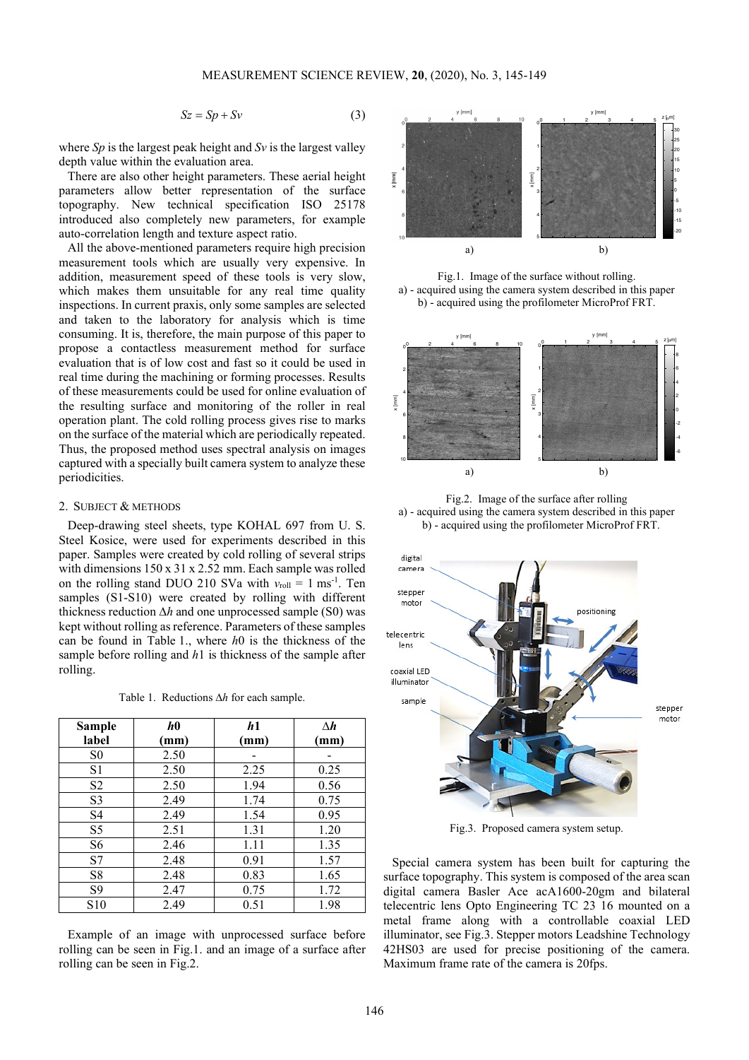$$Sz = Sp + Sv \tag{3}$$

where $Sp$ is the largest peak height and $Sv$ is the largest valley depth value within the evaluation area.

There are also other height parameters. These aerial height parameters allow better representation of the surface topography. New technical specification ISO 25178 introduced also completely new parameters, for example auto-correlation length and texture aspect ratio.

All the above-mentioned parameters require high precision measurement tools which are usually very expensive. In addition, measurement speed of these tools is very slow, which makes them unsuitable for any real time quality inspections. In current praxis, only some samples are selected and taken to the laboratory for analysis which is time consuming. It is, therefore, the main purpose of this paper to propose a contactless measurement method for surface evaluation that is of low cost and fast so it could be used in real time during the machining or forming processes. Results of these measurements could be used for online evaluation of the resulting surface and monitoring of the roller in real operation plant. The cold rolling process gives rise to marks on the surface of the material which are periodically repeated. Thus, the proposed method uses spectral analysis on images captured with a specially built camera system to analyze these periodicities.

## 2. SUBJECT & METHODS

Deep-drawing steel sheets, type KOHAL 697 from U. S. Steel Kosice, were used for experiments described in this paper. Samples were created by cold rolling of several strips with dimensions 150 x 31 x 2.52 mm. Each sample was rolled on the rolling stand DUO 210 SVa with $v_{roll}$ = 1 ms$^{-1}$. Ten samples (S1-S10) were created by rolling with different thickness reduction $\Delta h$ and one unprocessed sample (S0) was kept without rolling as reference. Parameters of these samples can be found in Table 1., where $h0$ is the thickness of the sample before rolling and $h1$ is thickness of the sample after rolling.

Table 1. Reductions $\Delta h$ for each sample.

| Sample label | $h0$ (mm) | $h1$ (mm) | $\Delta h$ (mm) |
|---|---|---|---|
| S0 | 2.50 | - | - |
| S1 | 2.50 | 2.25 | 0.25 |
| S2 | 2.50 | 1.94 | 0.56 |
| S3 | 2.49 | 1.74 | 0.75 |
| S4 | 2.49 | 1.54 | 0.95 |
| S5 | 2.51 | 1.31 | 1.20 |
| S6 | 2.46 | 1.11 | 1.35 |
| S7 | 2.48 | 0.91 | 1.57 |
| S8 | 2.48 | 0.83 | 1.65 |
| S9 | 2.47 | 0.75 | 1.72 |
| S10 | 2.49 | 0.51 | 1.98 |

Example of an image with unprocessed surface before rolling can be seen in Fig.1. and an image of a surface after rolling can be seen in Fig.2.

Fig.1. Image of the surface without rolling.
a) - acquired using the camera system described in this paper
b) - acquired using the profilometer MicroProf FRT.

Fig.2. Image of the surface after rolling
a) - acquired using the camera system described in this paper
b) - acquired using the profilometer MicroProf FRT.

Fig.3. Proposed camera system setup.

Special camera system has been built for capturing the surface topography. This system is composed of the area scan digital camera Basler Ace acA1600-20gm and bilateral telecentric lens Opto Engineering TC 23 16 mounted on a metal frame along with a controllable coaxial LED illuminator, see Fig.3. Stepper motors Leadshine Technology 42HS03 are used for precise positioning of the camera. Maximum frame rate of the camera is 20fps.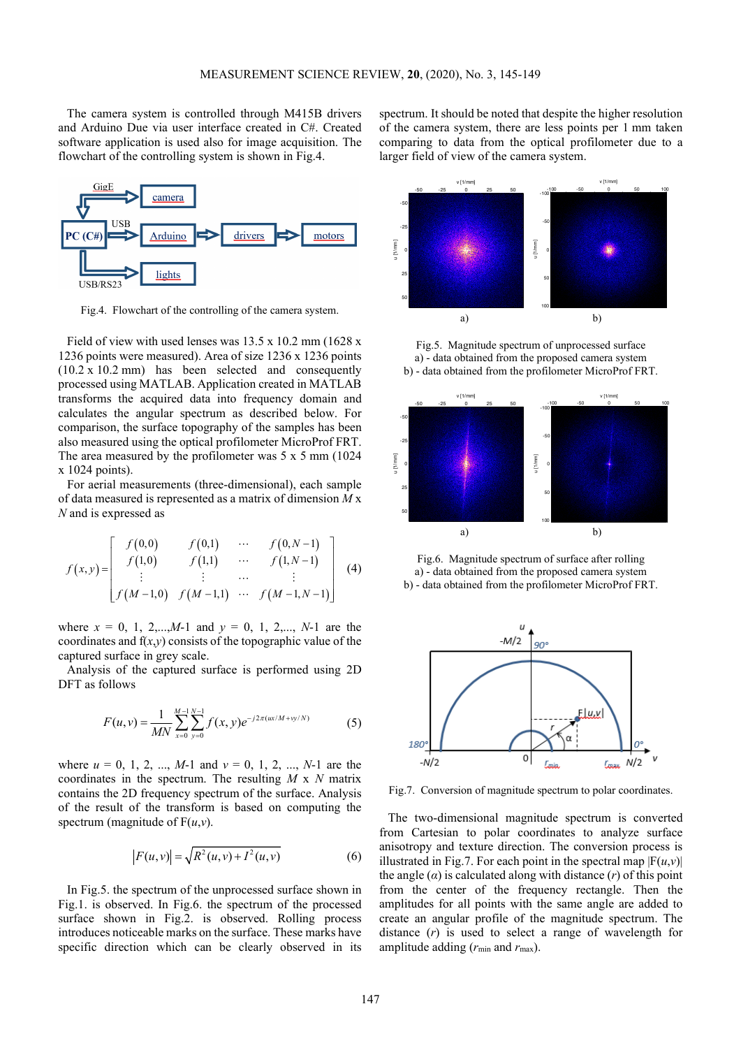The camera system is controlled through M415B drivers and Arduino Due via user interface created in C#. Created software application is used also for image acquisition. The flowchart of the controlling system is shown in Fig.4.

Fig.4. Flowchart of the controlling of the camera system.

Field of view with used lenses was 13.5 x 10.2 mm (1628 x 1236 points were measured). Area of size 1236 x 1236 points (10.2 x 10.2 mm) has been selected and consequently processed using MATLAB. Application created in MATLAB transforms the acquired data into frequency domain and calculates the angular spectrum as described below. For comparison, the surface topography of the samples has been also measured using the optical profilometer MicroProf FRT. The area measured by the profilometer was 5 x 5 mm (1024 x 1024 points).

For aerial measurements (three-dimensional), each sample of data measured is represented as a matrix of dimension $M$ x $N$ and is expressed as

$$f(x,y) = \begin{bmatrix} f(0,0) & f(0,1) & \cdots & f(0,N-1) \\ f(1,0) & f(1,1) & \cdots & f(1,N-1) \\ \vdots & \vdots & \cdots & \vdots \\ f(M-1,0) & f(M-1,1) & \cdots & f(M-1,N-1) \end{bmatrix} \tag{4}$$

where $x$ = 0, 1, 2,...,$M$-1 and $y$ = 0, 1, 2,..., $N$-1 are the coordinates and f($x$,$y$) consists of the topographic value of the captured surface in grey scale.

Analysis of the captured surface is performed using 2D DFT as follows

$$F(u,v) = \frac{1}{MN} \sum_{x=0}^{M-1} \sum_{y=0}^{N-1} f(x,y) e^{-j2\pi(ux/M + vy/N)} \tag{5}$$

where $u$ = 0, 1, 2, ..., $M$-1 and $v$ = 0, 1, 2, ..., $N$-1 are the coordinates in the spectrum. The resulting $M$ x $N$ matrix contains the 2D frequency spectrum of the surface. Analysis of the result of the transform is based on computing the spectrum (magnitude of F($u$,$v$)).

$$|F(u,v)| = \sqrt{R^2(u,v) + I^2(u,v)} \tag{6}$$

In Fig.5. the spectrum of the unprocessed surface shown in Fig.1. is observed. In Fig.6. the spectrum of the processed surface shown in Fig.2. is observed. Rolling process introduces noticeable marks on the surface. These marks have specific direction which can be clearly observed in its spectrum. It should be noted that despite the higher resolution of the camera system, there are less points per 1 mm taken comparing to data from the optical profilometer due to a larger field of view of the camera system.

Fig.5. Magnitude spectrum of unprocessed surface
a) - data obtained from the proposed camera system
b) - data obtained from the profilometer MicroProf FRT.

Fig.6. Magnitude spectrum of surface after rolling
a) - data obtained from the proposed camera system
b) - data obtained from the profilometer MicroProf FRT.

Fig.7. Conversion of magnitude spectrum to polar coordinates.

The two-dimensional magnitude spectrum is converted from Cartesian to polar coordinates to analyze surface anisotropy and texture direction. The conversion process is illustrated in Fig.7. For each point in the spectral map |F($u$,$v$)| the angle ($\alpha$) is calculated along with distance ($r$) of this point from the center of the frequency rectangle. Then the amplitudes for all points with the same angle are added to create an angular profile of the magnitude spectrum. The distance ($r$) is used to select a range of wavelength for amplitude adding ($r_{min}$ and $r_{max}$).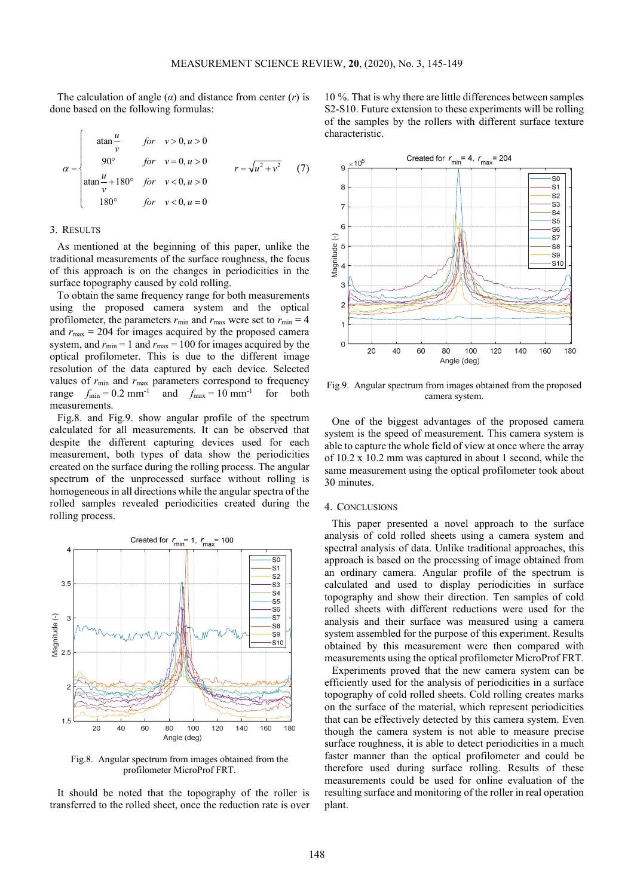The calculation of angle ($\alpha$) and distance from center ($r$) is done based on the following formulas:

$$\alpha = \begin{cases} \operatorname{atan}\dfrac{u}{v} & for \quad v > 0, u > 0 \\ 90^{\circ} & for \quad v = 0, u > 0 \\ \operatorname{atan}\dfrac{u}{v} + 180^{\circ} & for \quad v < 0, u > 0 \\ 180^{\circ} & for \quad v < 0, u = 0 \end{cases} \qquad r = \sqrt{u^2 + v^2} \qquad (7)$$

## 3. Results

As mentioned at the beginning of this paper, unlike the traditional measurements of the surface roughness, the focus of this approach is on the changes in periodicities in the surface topography caused by cold rolling.

To obtain the same frequency range for both measurements using the proposed camera system and the optical profilometer, the parameters $r_{min}$ and $r_{max}$ were set to $r_{min} = 4$ and $r_{max} = 204$ for images acquired by the proposed camera system, and $r_{min} = 1$ and $r_{max} = 100$ for images acquired by the optical profilometer. This is due to the different image resolution of the data captured by each device. Selected values of $r_{min}$ and $r_{max}$ parameters correspond to frequency range $f_{min} = 0.2$ mm$^{-1}$ and $f_{max} = 10$ mm$^{-1}$ for both measurements.

Fig.8. and Fig.9. show angular profile of the spectrum calculated for all measurements. It can be observed that despite the different capturing devices used for each measurement, both types of data show the periodicities created on the surface during the rolling process. The angular spectrum of the unprocessed surface without rolling is homogeneous in all directions while the angular spectra of the rolled samples revealed periodicities created during the rolling process.

Fig.8. Angular spectrum from images obtained from the profilometer MicroProf FRT.

It should be noted that the topography of the roller is transferred to the rolled sheet, once the reduction rate is over 10 %. That is why there are little differences between samples S2-S10. Future extension to these experiments will be rolling of the samples by the rollers with different surface texture characteristic.

Fig.9. Angular spectrum from images obtained from the proposed camera system.

One of the biggest advantages of the proposed camera system is the speed of measurement. This camera system is able to capture the whole field of view at once where the array of 10.2 x 10.2 mm was captured in about 1 second, while the same measurement using the optical profilometer took about 30 minutes.

## 4. Conclusions

This paper presented a novel approach to the surface analysis of cold rolled sheets using a camera system and spectral analysis of data. Unlike traditional approaches, this approach is based on the processing of image obtained from an ordinary camera. Angular profile of the spectrum is calculated and used to display periodicities in surface topography and show their direction. Ten samples of cold rolled sheets with different reductions were used for the analysis and their surface was measured using a camera system assembled for the purpose of this experiment. Results obtained by this measurement were then compared with measurements using the optical profilometer MicroProf FRT.

Experiments proved that the new camera system can be efficiently used for the analysis of periodicities in a surface topography of cold rolled sheets. Cold rolling creates marks on the surface of the material, which represent periodicities that can be effectively detected by this camera system. Even though the camera system is not able to measure precise surface roughness, it is able to detect periodicities in a much faster manner than the optical profilometer and could be therefore used during surface rolling. Results of these measurements could be used for online evaluation of the resulting surface and monitoring of the roller in real operation plant.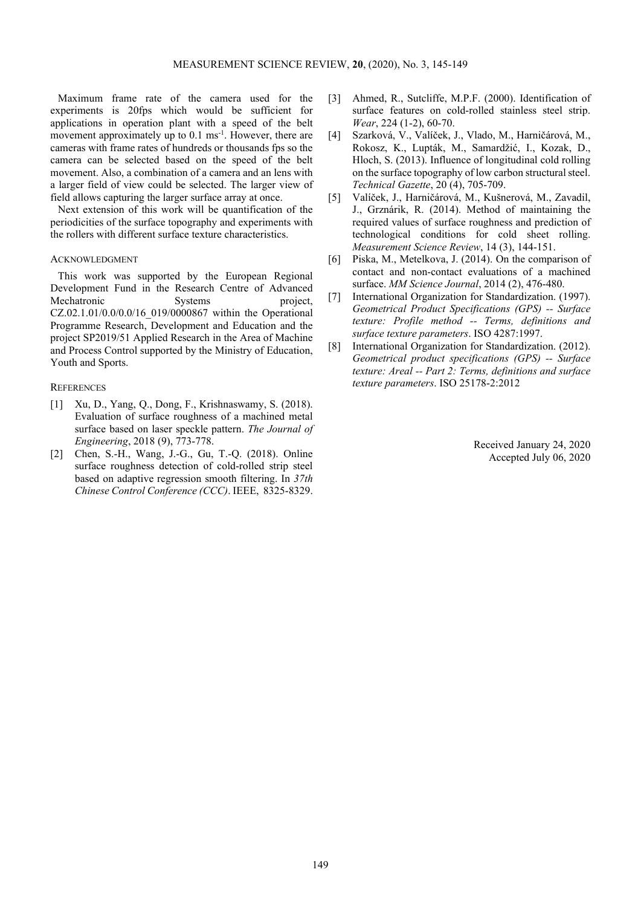Maximum frame rate of the camera used for the experiments is 20fps which would be sufficient for applications in operation plant with a speed of the belt movement approximately up to 0.1 $ms^{-1}$. However, there are cameras with frame rates of hundreds or thousands fps so the camera can be selected based on the speed of the belt movement. Also, a combination of a camera and an lens with a larger field of view could be selected. The larger view of field allows capturing the larger surface array at once.

Next extension of this work will be quantification of the periodicities of the surface topography and experiments with the rollers with different surface texture characteristics.

## ACKNOWLEDGMENT

This work was supported by the European Regional Development Fund in the Research Centre of Advanced Mechatronic Systems project, CZ.02.1.01/0.0/0.0/16_019/0000867 within the Operational Programme Research, Development and Education and the project SP2019/51 Applied Research in the Area of Machine and Process Control supported by the Ministry of Education, Youth and Sports.

## REFERENCES

[1] Xu, D., Yang, Q., Dong, F., Krishnaswamy, S. (2018). Evaluation of surface roughness of a machined metal surface based on laser speckle pattern. *The Journal of Engineering*, 2018 (9), 773-778.

[2] Chen, S.-H., Wang, J.-G., Gu, T.-Q. (2018). Online surface roughness detection of cold-rolled strip steel based on adaptive regression smooth filtering. In *37th Chinese Control Conference (CCC)*. IEEE, 8325-8329.

[3] Ahmed, R., Sutcliffe, M.P.F. (2000). Identification of surface features on cold-rolled stainless steel strip. *Wear*, 224 (1-2), 60-70.

[4] Szarková, V., Valíček, J., Vlado, M., Harničárová, M., Rokosz, K., Lupták, M., Samardžić, I., Kozak, D., Hloch, S. (2013). Influence of longitudinal cold rolling on the surface topography of low carbon structural steel. *Technical Gazette*, 20 (4), 705-709.

[5] Valíček, J., Harničárová, M., Kušnerová, M., Zavadil, J., Grznárik, R. (2014). Method of maintaining the required values of surface roughness and prediction of technological conditions for cold sheet rolling. *Measurement Science Review*, 14 (3), 144-151.

[6] Piska, M., Metelkova, J. (2014). On the comparison of contact and non-contact evaluations of a machined surface. *MM Science Journal*, 2014 (2), 476-480.

[7] International Organization for Standardization. (1997). *Geometrical Product Specifications (GPS) -- Surface texture: Profile method -- Terms, definitions and surface texture parameters*. ISO 4287:1997.

[8] International Organization for Standardization. (2012). *Geometrical product specifications (GPS) -- Surface texture: Areal -- Part 2: Terms, definitions and surface texture parameters*. ISO 25178-2:2012

Received January 24, 2020
Accepted July 06, 2020